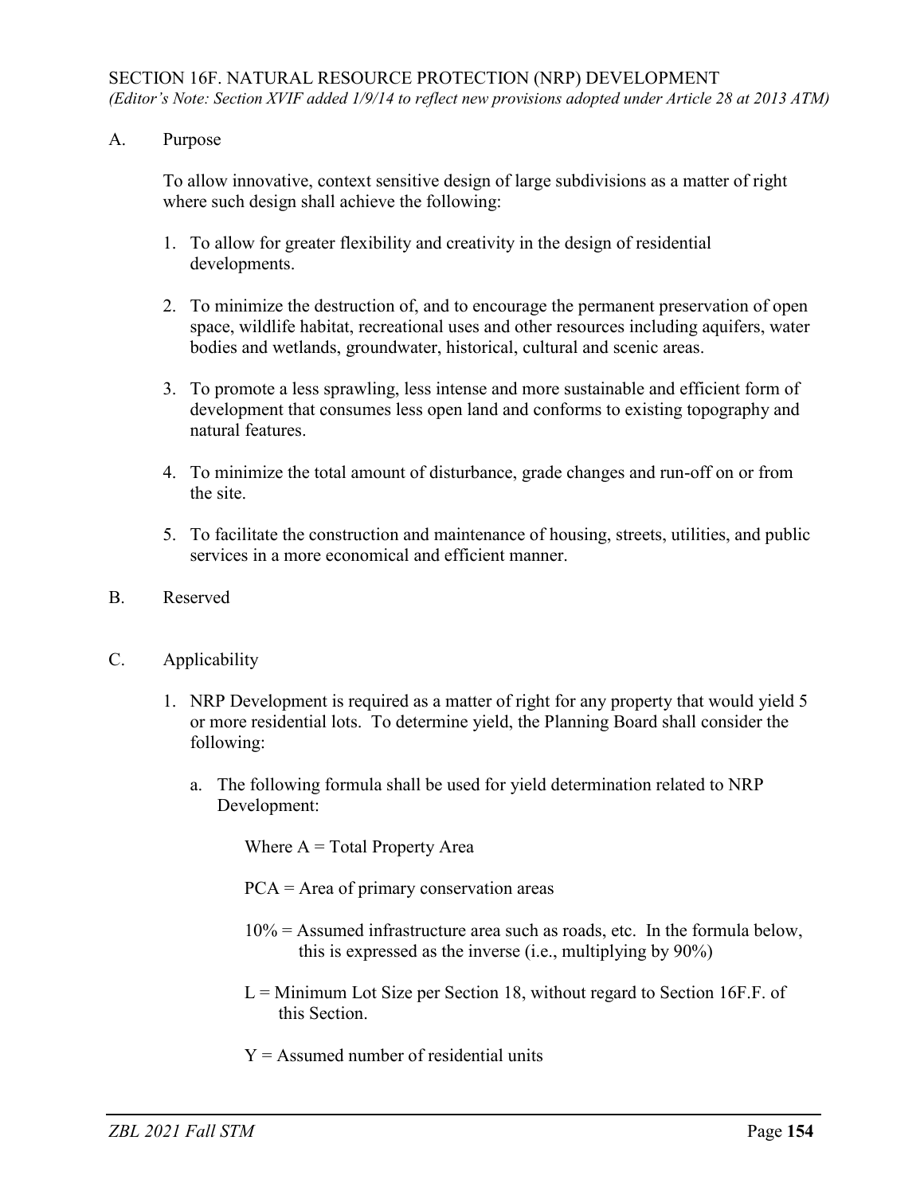## SECTION 16F. NATURAL RESOURCE PROTECTION (NRP) DEVELOPMENT

*(Editor's Note: Section XVIF added 1/9/14 to reflect new provisions adopted under Article 28 at 2013 ATM)*

A. Purpose

To allow innovative, context sensitive design of large subdivisions as a matter of right where such design shall achieve the following:

1. To allow for greater flexibility and creativity in the design of residential developments.
2. To minimize the destruction of, and to encourage the permanent preservation of open space, wildlife habitat, recreational uses and other resources including aquifers, water bodies and wetlands, groundwater, historical, cultural and scenic areas.
3. To promote a less sprawling, less intense and more sustainable and efficient form of development that consumes less open land and conforms to existing topography and natural features.
4. To minimize the total amount of disturbance, grade changes and run-off on or from the site.
5. To facilitate the construction and maintenance of housing, streets, utilities, and public services in a more economical and efficient manner.

B. Reserved

C. Applicability

1. NRP Development is required as a matter of right for any property that would yield 5 or more residential lots. To determine yield, the Planning Board shall consider the following:

   a. The following formula shall be used for yield determination related to NRP Development:

      Where A = Total Property Area

      PCA = Area of primary conservation areas

      10% = Assumed infrastructure area such as roads, etc. In the formula below, this is expressed as the inverse (i.e., multiplying by 90%)

      L = Minimum Lot Size per Section 18, without regard to Section 16F.F. of this Section.

      Y = Assumed number of residential units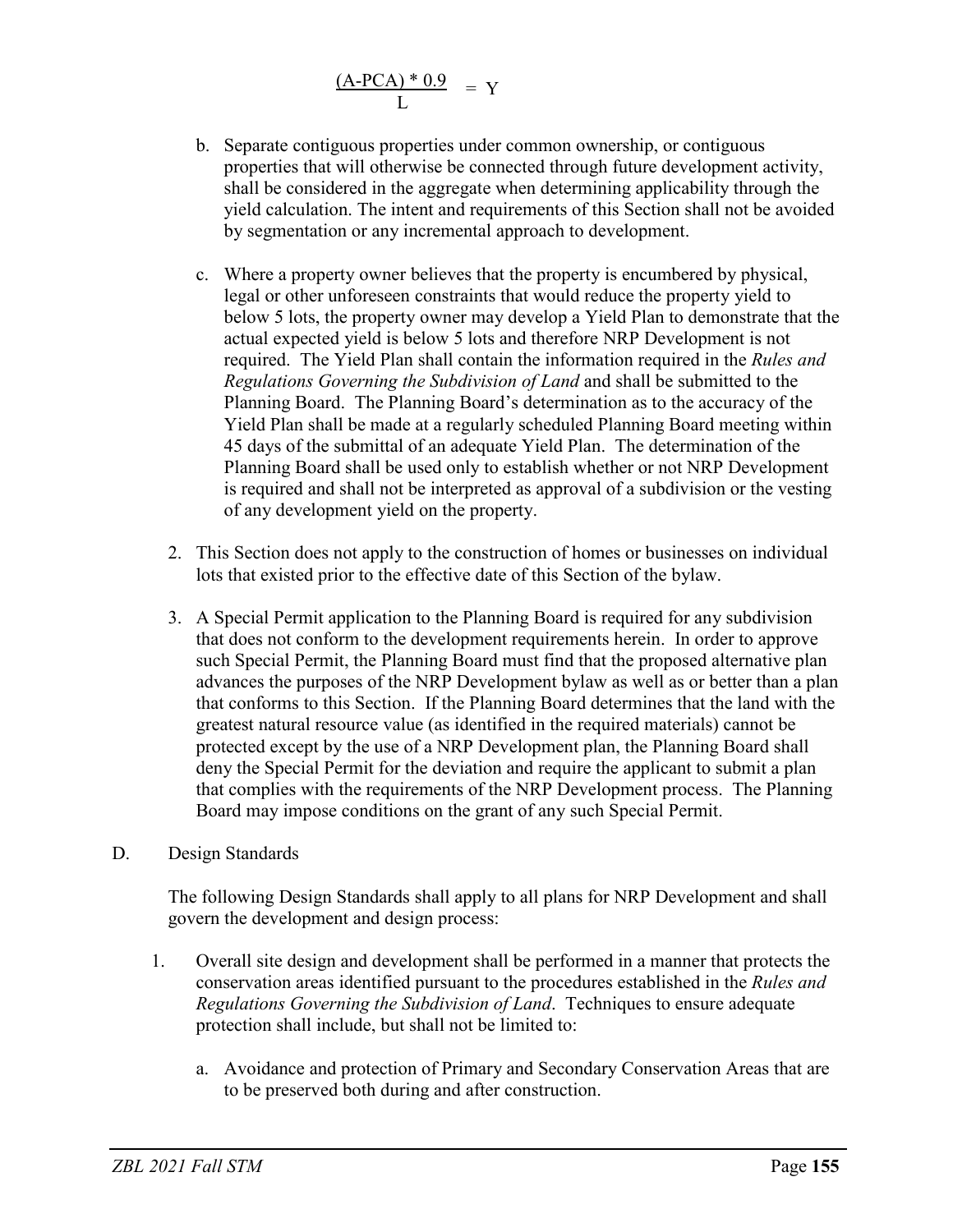$$\frac{(A\text{-}PCA) * 0.9}{L} = Y$$

b. Separate contiguous properties under common ownership, or contiguous properties that will otherwise be connected through future development activity, shall be considered in the aggregate when determining applicability through the yield calculation. The intent and requirements of this Section shall not be avoided by segmentation or any incremental approach to development.

c. Where a property owner believes that the property is encumbered by physical, legal or other unforeseen constraints that would reduce the property yield to below 5 lots, the property owner may develop a Yield Plan to demonstrate that the actual expected yield is below 5 lots and therefore NRP Development is not required. The Yield Plan shall contain the information required in the *Rules and Regulations Governing the Subdivision of Land* and shall be submitted to the Planning Board. The Planning Board's determination as to the accuracy of the Yield Plan shall be made at a regularly scheduled Planning Board meeting within 45 days of the submittal of an adequate Yield Plan. The determination of the Planning Board shall be used only to establish whether or not NRP Development is required and shall not be interpreted as approval of a subdivision or the vesting of any development yield on the property.

2. This Section does not apply to the construction of homes or businesses on individual lots that existed prior to the effective date of this Section of the bylaw.

3. A Special Permit application to the Planning Board is required for any subdivision that does not conform to the development requirements herein. In order to approve such Special Permit, the Planning Board must find that the proposed alternative plan advances the purposes of the NRP Development bylaw as well as or better than a plan that conforms to this Section. If the Planning Board determines that the land with the greatest natural resource value (as identified in the required materials) cannot be protected except by the use of a NRP Development plan, the Planning Board shall deny the Special Permit for the deviation and require the applicant to submit a plan that complies with the requirements of the NRP Development process. The Planning Board may impose conditions on the grant of any such Special Permit.

D. Design Standards

The following Design Standards shall apply to all plans for NRP Development and shall govern the development and design process:

1. Overall site design and development shall be performed in a manner that protects the conservation areas identified pursuant to the procedures established in the *Rules and Regulations Governing the Subdivision of Land*. Techniques to ensure adequate protection shall include, but shall not be limited to:

   a. Avoidance and protection of Primary and Secondary Conservation Areas that are to be preserved both during and after construction.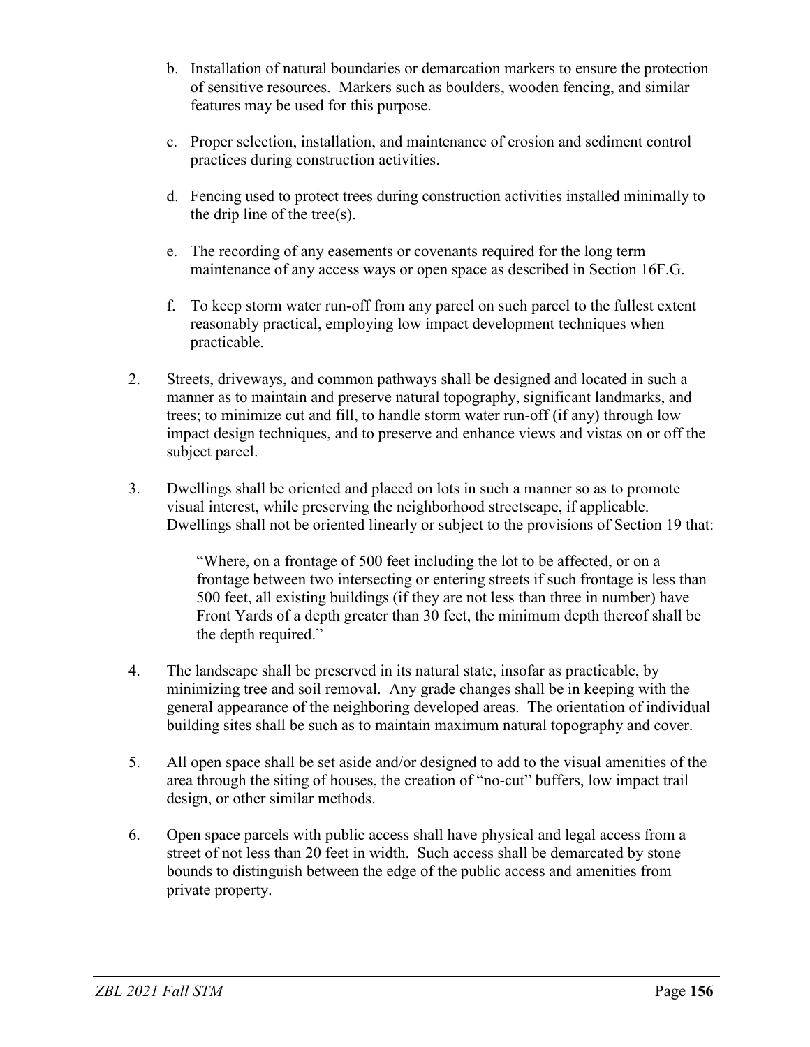b. Installation of natural boundaries or demarcation markers to ensure the protection of sensitive resources. Markers such as boulders, wooden fencing, and similar features may be used for this purpose.

c. Proper selection, installation, and maintenance of erosion and sediment control practices during construction activities.

d. Fencing used to protect trees during construction activities installed minimally to the drip line of the tree(s).

e. The recording of any easements or covenants required for the long term maintenance of any access ways or open space as described in Section 16F.G.

f. To keep storm water run-off from any parcel on such parcel to the fullest extent reasonably practical, employing low impact development techniques when practicable.

2. Streets, driveways, and common pathways shall be designed and located in such a manner as to maintain and preserve natural topography, significant landmarks, and trees; to minimize cut and fill, to handle storm water run-off (if any) through low impact design techniques, and to preserve and enhance views and vistas on or off the subject parcel.

3. Dwellings shall be oriented and placed on lots in such a manner so as to promote visual interest, while preserving the neighborhood streetscape, if applicable. Dwellings shall not be oriented linearly or subject to the provisions of Section 19 that:

> "Where, on a frontage of 500 feet including the lot to be affected, or on a frontage between two intersecting or entering streets if such frontage is less than 500 feet, all existing buildings (if they are not less than three in number) have Front Yards of a depth greater than 30 feet, the minimum depth thereof shall be the depth required."

4. The landscape shall be preserved in its natural state, insofar as practicable, by minimizing tree and soil removal. Any grade changes shall be in keeping with the general appearance of the neighboring developed areas. The orientation of individual building sites shall be such as to maintain maximum natural topography and cover.

5. All open space shall be set aside and/or designed to add to the visual amenities of the area through the siting of houses, the creation of "no-cut" buffers, low impact trail design, or other similar methods.

6. Open space parcels with public access shall have physical and legal access from a street of not less than 20 feet in width. Such access shall be demarcated by stone bounds to distinguish between the edge of the public access and amenities from private property.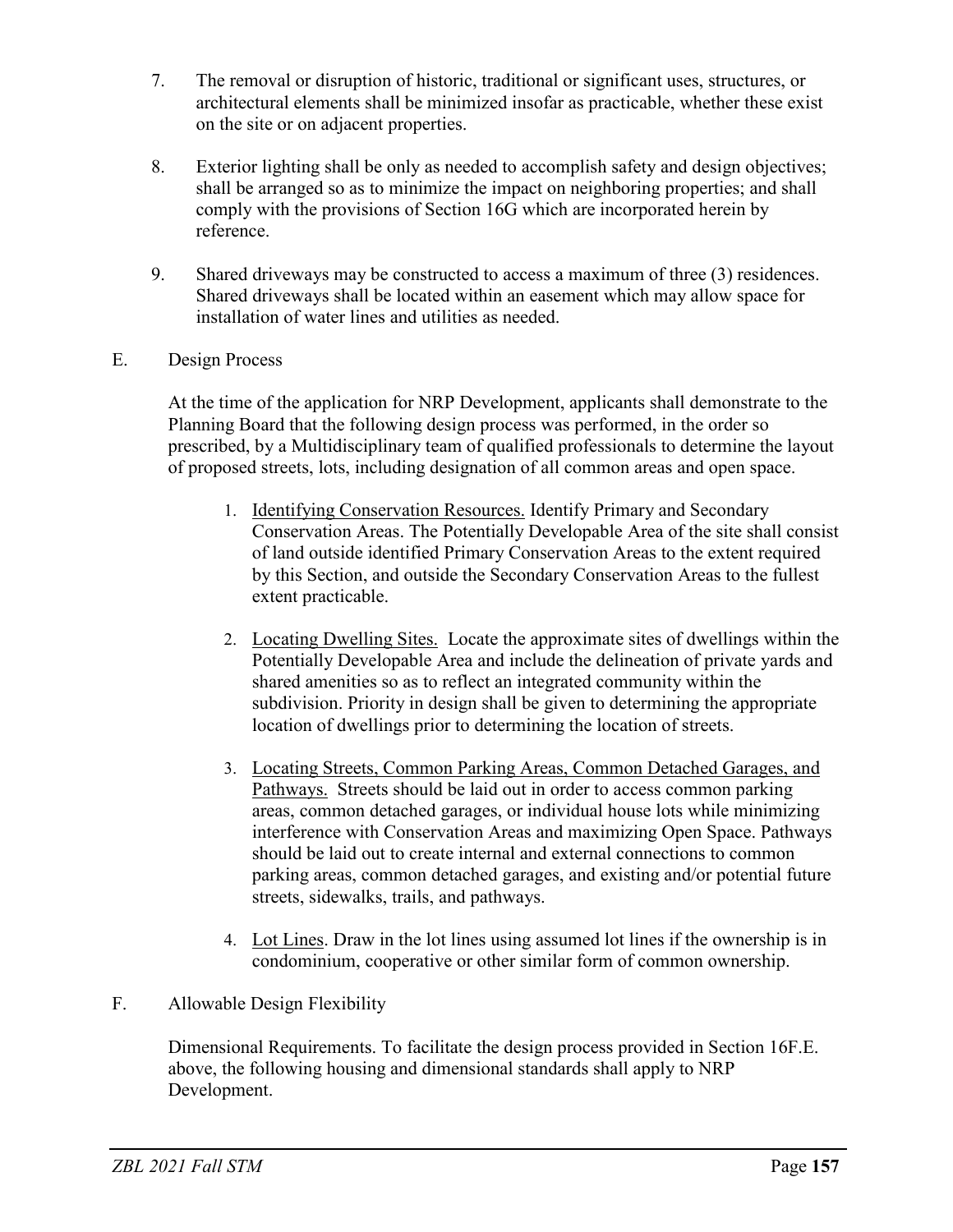7. The removal or disruption of historic, traditional or significant uses, structures, or architectural elements shall be minimized insofar as practicable, whether these exist on the site or on adjacent properties.

8. Exterior lighting shall be only as needed to accomplish safety and design objectives; shall be arranged so as to minimize the impact on neighboring properties; and shall comply with the provisions of Section 16G which are incorporated herein by reference.

9. Shared driveways may be constructed to access a maximum of three (3) residences. Shared driveways shall be located within an easement which may allow space for installation of water lines and utilities as needed.

E. Design Process

At the time of the application for NRP Development, applicants shall demonstrate to the Planning Board that the following design process was performed, in the order so prescribed, by a Multidisciplinary team of qualified professionals to determine the layout of proposed streets, lots, including designation of all common areas and open space.

1. Identifying Conservation Resources. Identify Primary and Secondary Conservation Areas. The Potentially Developable Area of the site shall consist of land outside identified Primary Conservation Areas to the extent required by this Section, and outside the Secondary Conservation Areas to the fullest extent practicable.

2. Locating Dwelling Sites. Locate the approximate sites of dwellings within the Potentially Developable Area and include the delineation of private yards and shared amenities so as to reflect an integrated community within the subdivision. Priority in design shall be given to determining the appropriate location of dwellings prior to determining the location of streets.

3. Locating Streets, Common Parking Areas, Common Detached Garages, and Pathways. Streets should be laid out in order to access common parking areas, common detached garages, or individual house lots while minimizing interference with Conservation Areas and maximizing Open Space. Pathways should be laid out to create internal and external connections to common parking areas, common detached garages, and existing and/or potential future streets, sidewalks, trails, and pathways.

4. Lot Lines. Draw in the lot lines using assumed lot lines if the ownership is in condominium, cooperative or other similar form of common ownership.

F. Allowable Design Flexibility

Dimensional Requirements. To facilitate the design process provided in Section 16F.E. above, the following housing and dimensional standards shall apply to NRP Development.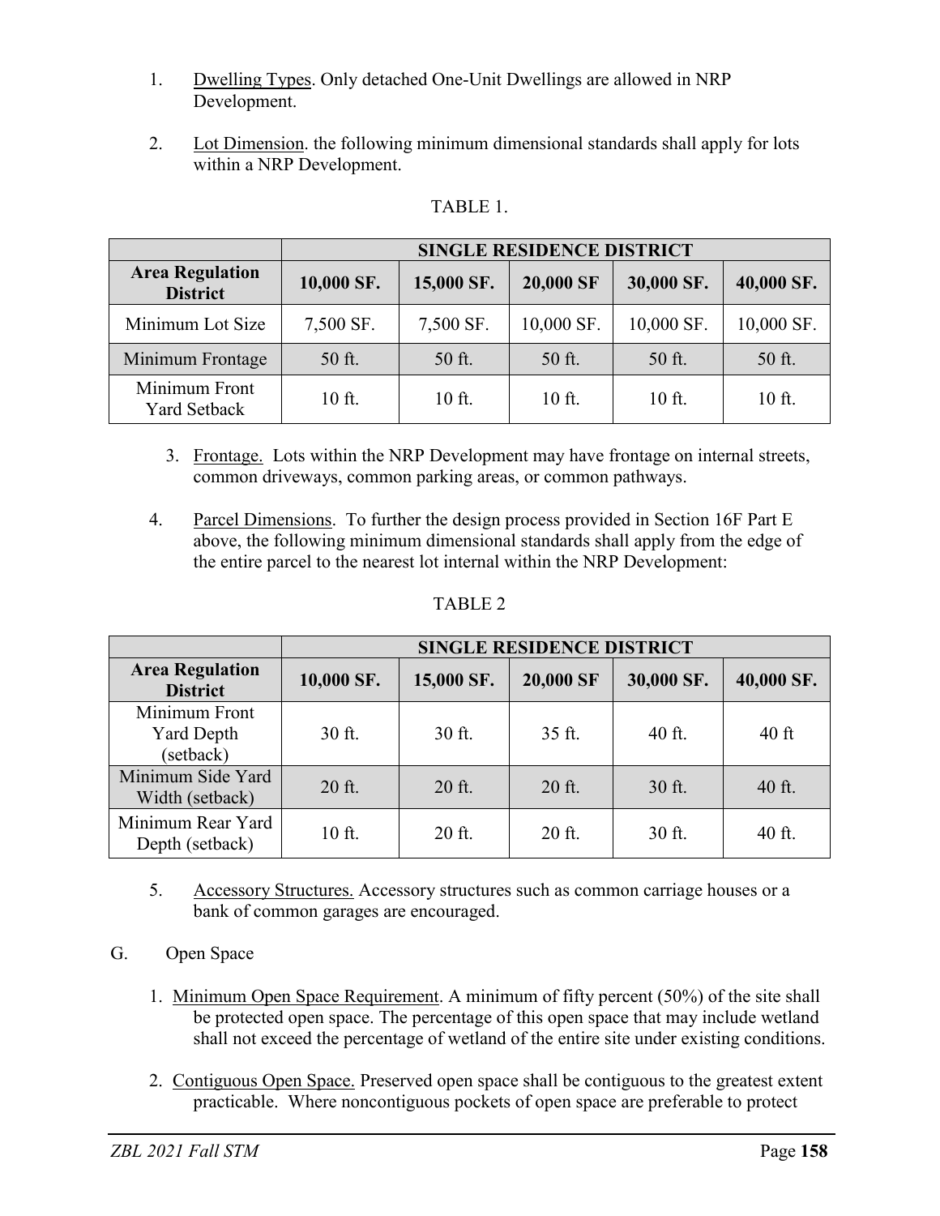1. Dwelling Types. Only detached One-Unit Dwellings are allowed in NRP Development.

2. Lot Dimension. the following minimum dimensional standards shall apply for lots within a NRP Development.

TABLE 1.

| | SINGLE RESIDENCE DISTRICT | | | | |
|---|---|---|---|---|---|
| **Area Regulation District** | **10,000 SF.** | **15,000 SF.** | **20,000 SF** | **30,000 SF.** | **40,000 SF.** |
| Minimum Lot Size | 7,500 SF. | 7,500 SF. | 10,000 SF. | 10,000 SF. | 10,000 SF. |
| Minimum Frontage | 50 ft. | 50 ft. | 50 ft. | 50 ft. | 50 ft. |
| Minimum Front Yard Setback | 10 ft. | 10 ft. | 10 ft. | 10 ft. | 10 ft. |

3. Frontage. Lots within the NRP Development may have frontage on internal streets, common driveways, common parking areas, or common pathways.

4. Parcel Dimensions. To further the design process provided in Section 16F Part E above, the following minimum dimensional standards shall apply from the edge of the entire parcel to the nearest lot internal within the NRP Development:

TABLE 2

| | SINGLE RESIDENCE DISTRICT | | | | |
|---|---|---|---|---|---|
| **Area Regulation District** | **10,000 SF.** | **15,000 SF.** | **20,000 SF** | **30,000 SF.** | **40,000 SF.** |
| Minimum Front Yard Depth (setback) | 30 ft. | 30 ft. | 35 ft. | 40 ft. | 40 ft |
| Minimum Side Yard Width (setback) | 20 ft. | 20 ft. | 20 ft. | 30 ft. | 40 ft. |
| Minimum Rear Yard Depth (setback) | 10 ft. | 20 ft. | 20 ft. | 30 ft. | 40 ft. |

5. Accessory Structures. Accessory structures such as common carriage houses or a bank of common garages are encouraged.

G. Open Space

1. Minimum Open Space Requirement. A minimum of fifty percent (50%) of the site shall be protected open space. The percentage of this open space that may include wetland shall not exceed the percentage of wetland of the entire site under existing conditions.

2. Contiguous Open Space. Preserved open space shall be contiguous to the greatest extent practicable. Where noncontiguous pockets of open space are preferable to protect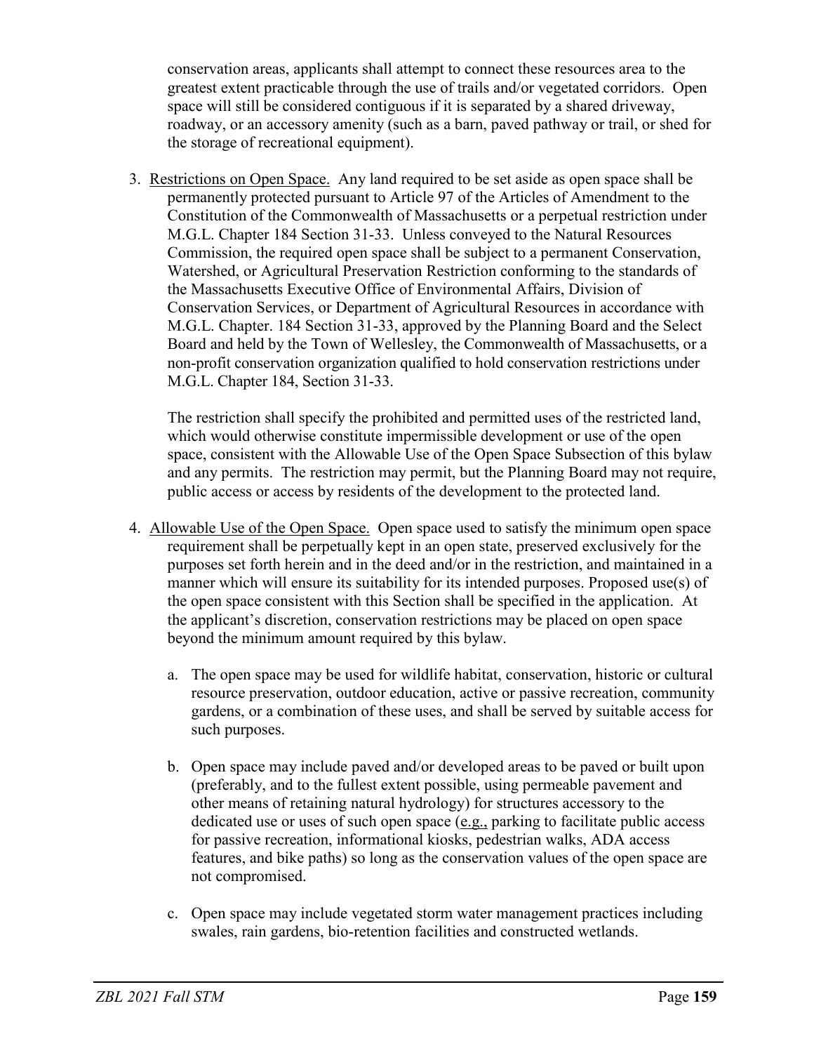conservation areas, applicants shall attempt to connect these resources area to the greatest extent practicable through the use of trails and/or vegetated corridors. Open space will still be considered contiguous if it is separated by a shared driveway, roadway, or an accessory amenity (such as a barn, paved pathway or trail, or shed for the storage of recreational equipment).

3. Restrictions on Open Space. Any land required to be set aside as open space shall be permanently protected pursuant to Article 97 of the Articles of Amendment to the Constitution of the Commonwealth of Massachusetts or a perpetual restriction under M.G.L. Chapter 184 Section 31-33. Unless conveyed to the Natural Resources Commission, the required open space shall be subject to a permanent Conservation, Watershed, or Agricultural Preservation Restriction conforming to the standards of the Massachusetts Executive Office of Environmental Affairs, Division of Conservation Services, or Department of Agricultural Resources in accordance with M.G.L. Chapter. 184 Section 31-33, approved by the Planning Board and the Select Board and held by the Town of Wellesley, the Commonwealth of Massachusetts, or a non-profit conservation organization qualified to hold conservation restrictions under M.G.L. Chapter 184, Section 31-33.

   The restriction shall specify the prohibited and permitted uses of the restricted land, which would otherwise constitute impermissible development or use of the open space, consistent with the Allowable Use of the Open Space Subsection of this bylaw and any permits. The restriction may permit, but the Planning Board may not require, public access or access by residents of the development to the protected land.

4. Allowable Use of the Open Space. Open space used to satisfy the minimum open space requirement shall be perpetually kept in an open state, preserved exclusively for the purposes set forth herein and in the deed and/or in the restriction, and maintained in a manner which will ensure its suitability for its intended purposes. Proposed use(s) of the open space consistent with this Section shall be specified in the application. At the applicant's discretion, conservation restrictions may be placed on open space beyond the minimum amount required by this bylaw.

   a. The open space may be used for wildlife habitat, conservation, historic or cultural resource preservation, outdoor education, active or passive recreation, community gardens, or a combination of these uses, and shall be served by suitable access for such purposes.

   b. Open space may include paved and/or developed areas to be paved or built upon (preferably, and to the fullest extent possible, using permeable pavement and other means of retaining natural hydrology) for structures accessory to the dedicated use or uses of such open space (e.g., parking to facilitate public access for passive recreation, informational kiosks, pedestrian walks, ADA access features, and bike paths) so long as the conservation values of the open space are not compromised.

   c. Open space may include vegetated storm water management practices including swales, rain gardens, bio-retention facilities and constructed wetlands.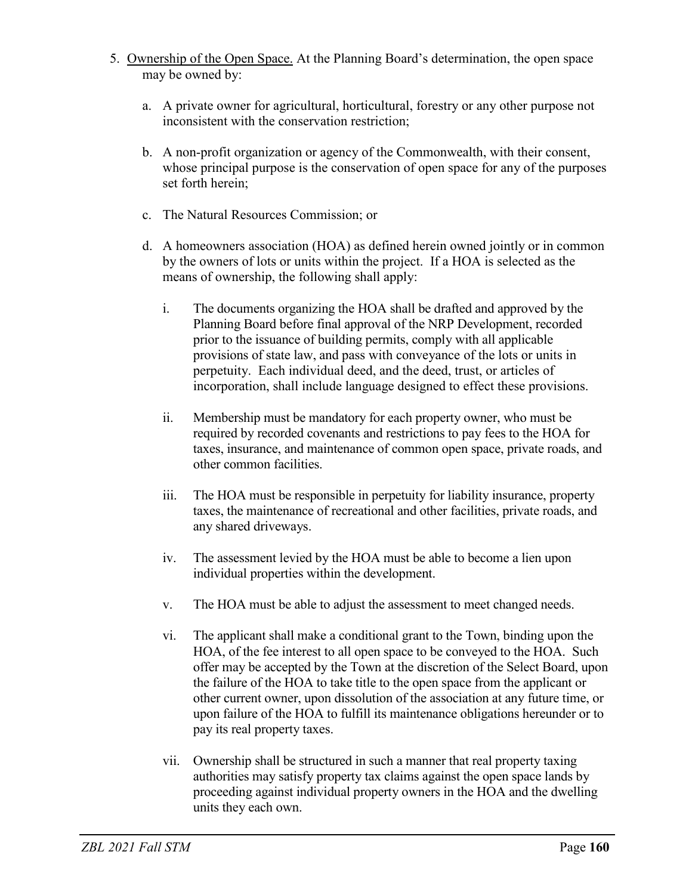5. <u>Ownership of the Open Space.</u> At the Planning Board's determination, the open space may be owned by:

   a. A private owner for agricultural, horticultural, forestry or any other purpose not inconsistent with the conservation restriction;

   b. A non-profit organization or agency of the Commonwealth, with their consent, whose principal purpose is the conservation of open space for any of the purposes set forth herein;

   c. The Natural Resources Commission; or

   d. A homeowners association (HOA) as defined herein owned jointly or in common by the owners of lots or units within the project. If a HOA is selected as the means of ownership, the following shall apply:

      i. The documents organizing the HOA shall be drafted and approved by the Planning Board before final approval of the NRP Development, recorded prior to the issuance of building permits, comply with all applicable provisions of state law, and pass with conveyance of the lots or units in perpetuity. Each individual deed, and the deed, trust, or articles of incorporation, shall include language designed to effect these provisions.

      ii. Membership must be mandatory for each property owner, who must be required by recorded covenants and restrictions to pay fees to the HOA for taxes, insurance, and maintenance of common open space, private roads, and other common facilities.

      iii. The HOA must be responsible in perpetuity for liability insurance, property taxes, the maintenance of recreational and other facilities, private roads, and any shared driveways.

      iv. The assessment levied by the HOA must be able to become a lien upon individual properties within the development.

      v. The HOA must be able to adjust the assessment to meet changed needs.

      vi. The applicant shall make a conditional grant to the Town, binding upon the HOA, of the fee interest to all open space to be conveyed to the HOA. Such offer may be accepted by the Town at the discretion of the Select Board, upon the failure of the HOA to take title to the open space from the applicant or other current owner, upon dissolution of the association at any future time, or upon failure of the HOA to fulfill its maintenance obligations hereunder or to pay its real property taxes.

      vii. Ownership shall be structured in such a manner that real property taxing authorities may satisfy property tax claims against the open space lands by proceeding against individual property owners in the HOA and the dwelling units they each own.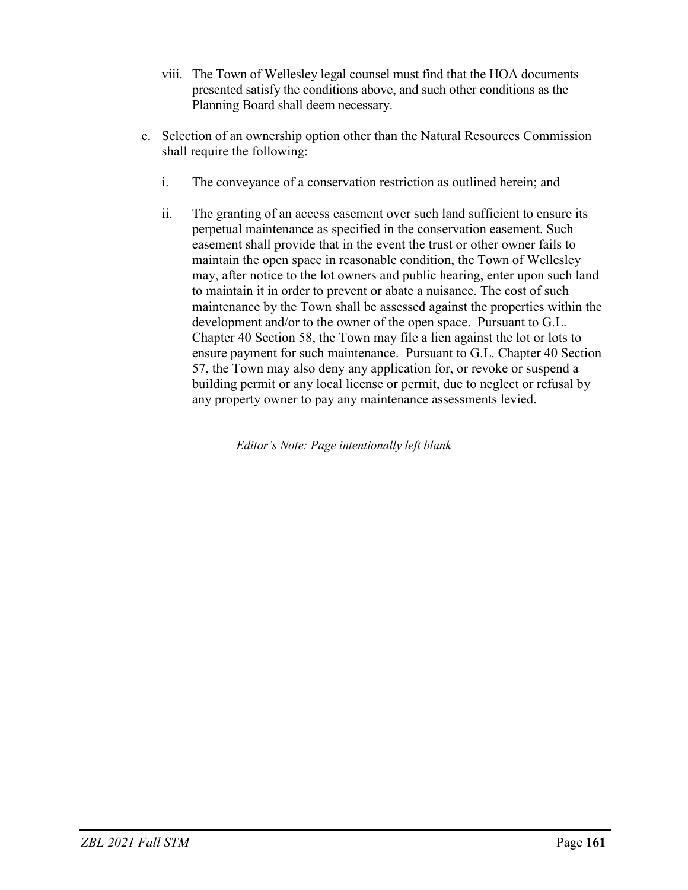viii. The Town of Wellesley legal counsel must find that the HOA documents presented satisfy the conditions above, and such other conditions as the Planning Board shall deem necessary.

e. Selection of an ownership option other than the Natural Resources Commission shall require the following:

   i. The conveyance of a conservation restriction as outlined herein; and

   ii. The granting of an access easement over such land sufficient to ensure its perpetual maintenance as specified in the conservation easement. Such easement shall provide that in the event the trust or other owner fails to maintain the open space in reasonable condition, the Town of Wellesley may, after notice to the lot owners and public hearing, enter upon such land to maintain it in order to prevent or abate a nuisance. The cost of such maintenance by the Town shall be assessed against the properties within the development and/or to the owner of the open space. Pursuant to G.L. Chapter 40 Section 58, the Town may file a lien against the lot or lots to ensure payment for such maintenance. Pursuant to G.L. Chapter 40 Section 57, the Town may also deny any application for, or revoke or suspend a building permit or any local license or permit, due to neglect or refusal by any property owner to pay any maintenance assessments levied.

*Editor's Note: Page intentionally left blank*